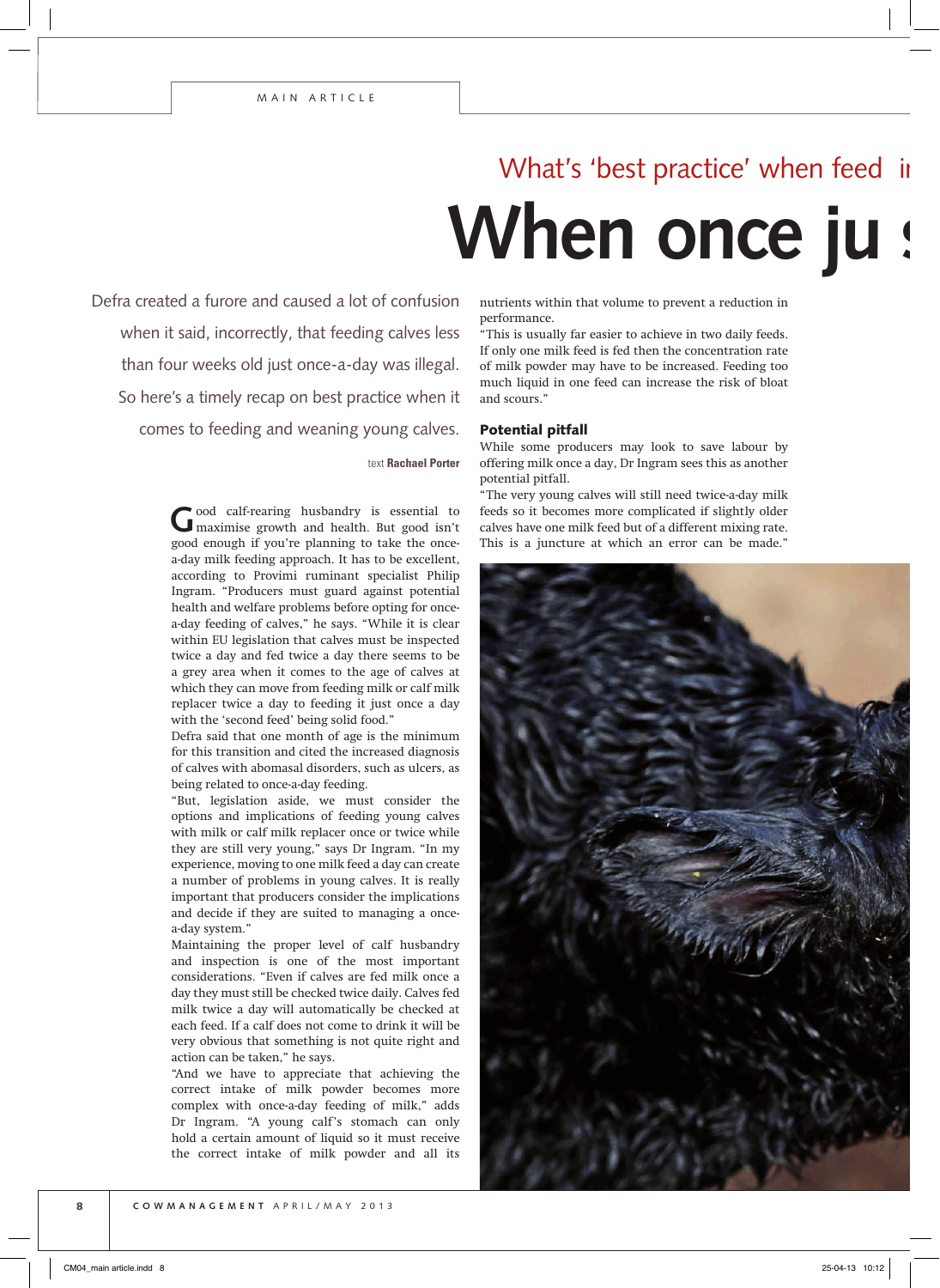MAIN ARTICLE

## What's 'best practice' when feed  i

# When once ju s

Defra created a furore and caused a lot of confusion when it said, incorrectly, that feeding calves less than four weeks old just once-a-day was illegal. So here's a timely recap on best practice when it comes to feeding and weaning young calves.

text **Rachael Porter**

Good calf-rearing husbandry is essential to maximise growth and health. But good isn't good enough if you're planning to take the once-a-day milk feeding approach. It has to be excellent, according to Provimi ruminant specialist Philip Ingram. "Producers must guard against potential health and welfare problems before opting for once-a-day feeding of calves," he says. "While it is clear within EU legislation that calves must be inspected twice a day and fed twice a day there seems to be a grey area when it comes to the age of calves at which they can move from feeding milk or calf milk replacer twice a day to feeding it just once a day with the 'second feed' being solid food."

Defra said that one month of age is the minimum for this transition and cited the increased diagnosis of calves with abomasal disorders, such as ulcers, as being related to once-a-day feeding.

"But, legislation aside, we must consider the options and implications of feeding young calves with milk or calf milk replacer once or twice while they are still very young," says Dr Ingram. "In my experience, moving to one milk feed a day can create a number of problems in young calves. It is really important that producers consider the implications and decide if they are suited to managing a once-a-day system."

Maintaining the proper level of calf husbandry and inspection is one of the most important considerations. "Even if calves are fed milk once a day they must still be checked twice daily. Calves fed milk twice a day will automatically be checked at each feed. If a calf does not come to drink it will be very obvious that something is not quite right and action can be taken," he says.

"And we have to appreciate that achieving the correct intake of milk powder becomes more complex with once-a-day feeding of milk," adds Dr Ingram. "A young calf's stomach can only hold a certain amount of liquid so it must receive the correct intake of milk powder and all its nutrients within that volume to prevent a reduction in performance.

"This is usually far easier to achieve in two daily feeds. If only one milk feed is fed then the concentration rate of milk powder may have to be increased. Feeding too much liquid in one feed can increase the risk of bloat and scours."

### Potential pitfall

While some producers may look to save labour by offering milk once a day, Dr Ingram sees this as another potential pitfall.

"The very young calves will still need twice-a-day milk feeds so it becomes more complicated if slightly older calves have one milk feed but of a different mixing rate. This is a juncture at which an error can be made."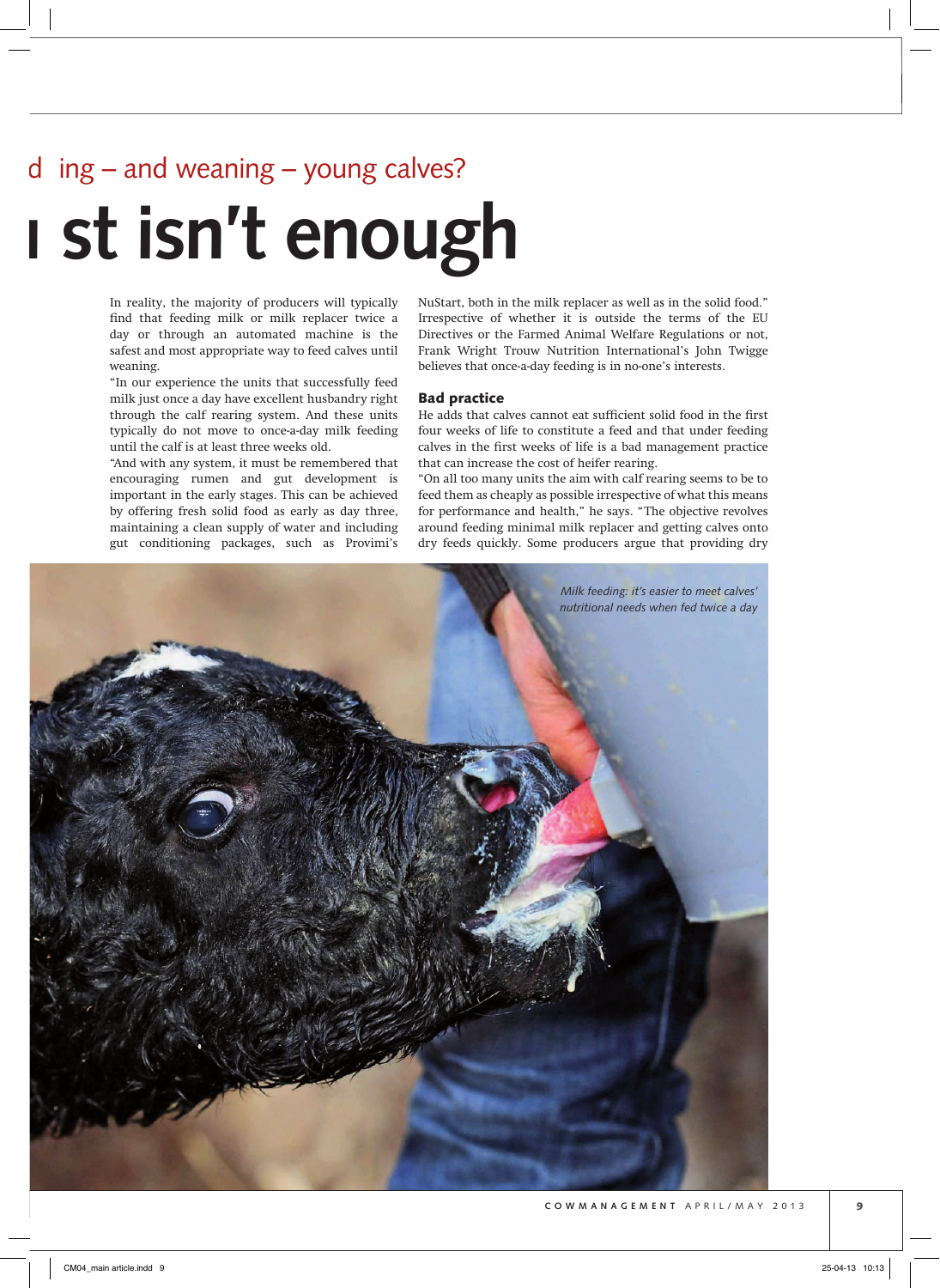## d ing – and weaning – young calves?

# ı st isn't enough

In reality, the majority of producers will typically find that feeding milk or milk replacer twice a day or through an automated machine is the safest and most appropriate way to feed calves until weaning.

"In our experience the units that successfully feed milk just once a day have excellent husbandry right through the calf rearing system. And these units typically do not move to once-a-day milk feeding until the calf is at least three weeks old.

"And with any system, it must be remembered that encouraging rumen and gut development is important in the early stages. This can be achieved by offering fresh solid food as early as day three, maintaining a clean supply of water and including gut conditioning packages, such as Provimi's NuStart, both in the milk replacer as well as in the solid food."

Irrespective of whether it is outside the terms of the EU Directives or the Farmed Animal Welfare Regulations or not, Frank Wright Trouw Nutrition International's John Twigge believes that once-a-day feeding is in no-one's interests.

### Bad practice

He adds that calves cannot eat sufficient solid food in the first four weeks of life to constitute a feed and that under feeding calves in the first weeks of life is a bad management practice that can increase the cost of heifer rearing.

"On all too many units the aim with calf rearing seems to be to feed them as cheaply as possible irrespective of what this means for performance and health," he says. "The objective revolves around feeding minimal milk replacer and getting calves onto dry feeds quickly. Some producers argue that providing dry

*Milk feeding: it's easier to meet calves' nutritional needs when fed twice a day*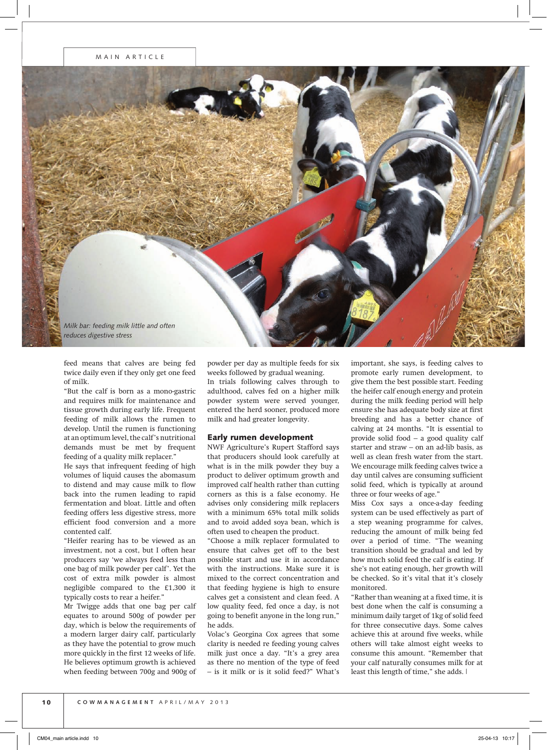Milk bar: feeding milk little and often reduces digestive stress

feed means that calves are being fed twice daily even if they only get one feed of milk.

"But the calf is born as a mono-gastric and requires milk for maintenance and tissue growth during early life. Frequent feeding of milk allows the rumen to develop. Until the rumen is functioning at an optimum level, the calf's nutritional demands must be met by frequent feeding of a quality milk replacer."

He says that infrequent feeding of high volumes of liquid causes the abomasum to distend and may cause milk to flow back into the rumen leading to rapid fermentation and bloat. Little and often feeding offers less digestive stress, more efficient food conversion and a more contented calf.

"Heifer rearing has to be viewed as an investment, not a cost, but I often hear producers say 'we always feed less than one bag of milk powder per calf'. Yet the cost of extra milk powder is almost negligible compared to the £1,300 it typically costs to rear a heifer."

Mr Twigge adds that one bag per calf equates to around 500g of powder per day, which is below the requirements of a modern larger dairy calf, particularly as they have the potential to grow much more quickly in the first 12 weeks of life. He believes optimum growth is achieved when feeding between 700g and 900g of powder per day as multiple feeds for six weeks followed by gradual weaning.

In trials following calves through to adulthood, calves fed on a higher milk powder system were served younger, entered the herd sooner, produced more milk and had greater longevity.

## Early rumen development

NWF Agriculture's Rupert Stafford says that producers should look carefully at what is in the milk powder they buy a product to deliver optimum growth and improved calf health rather than cutting corners as this is a false economy. He advises only considering milk replacers with a minimum 65% total milk solids and to avoid added soya bean, which is often used to cheapen the product.

"Choose a milk replacer formulated to ensure that calves get off to the best possible start and use it in accordance with the instructions. Make sure it is mixed to the correct concentration and that feeding hygiene is high to ensure calves get a consistent and clean feed. A low quality feed, fed once a day, is not going to benefit anyone in the long run," he adds.

Volac's Georgina Cox agrees that some clarity is needed re feeding young calves milk just once a day. "It's a grey area as there no mention of the type of feed – is it milk or is it solid feed?" What's important, she says, is feeding calves to promote early rumen development, to give them the best possible start. Feeding the heifer calf enough energy and protein during the milk feeding period will help ensure she has adequate body size at first breeding and has a better chance of calving at 24 months. "It is essential to provide solid food – a good quality calf starter and straw – on an ad-lib basis, as well as clean fresh water from the start. We encourage milk feeding calves twice a day until calves are consuming sufficient solid feed, which is typically at around three or four weeks of age."

Miss Cox says a once-a-day feeding system can be used effectively as part of a step weaning programme for calves, reducing the amount of milk being fed over a period of time. "The weaning transition should be gradual and led by how much solid feed the calf is eating. If she's not eating enough, her growth will be checked. So it's vital that it's closely monitored.

"Rather than weaning at a fixed time, it is best done when the calf is consuming a minimum daily target of 1kg of solid feed for three consecutive days. Some calves achieve this at around five weeks, while others will take almost eight weeks to consume this amount. "Remember that your calf naturally consumes milk for at least this length of time," she adds.